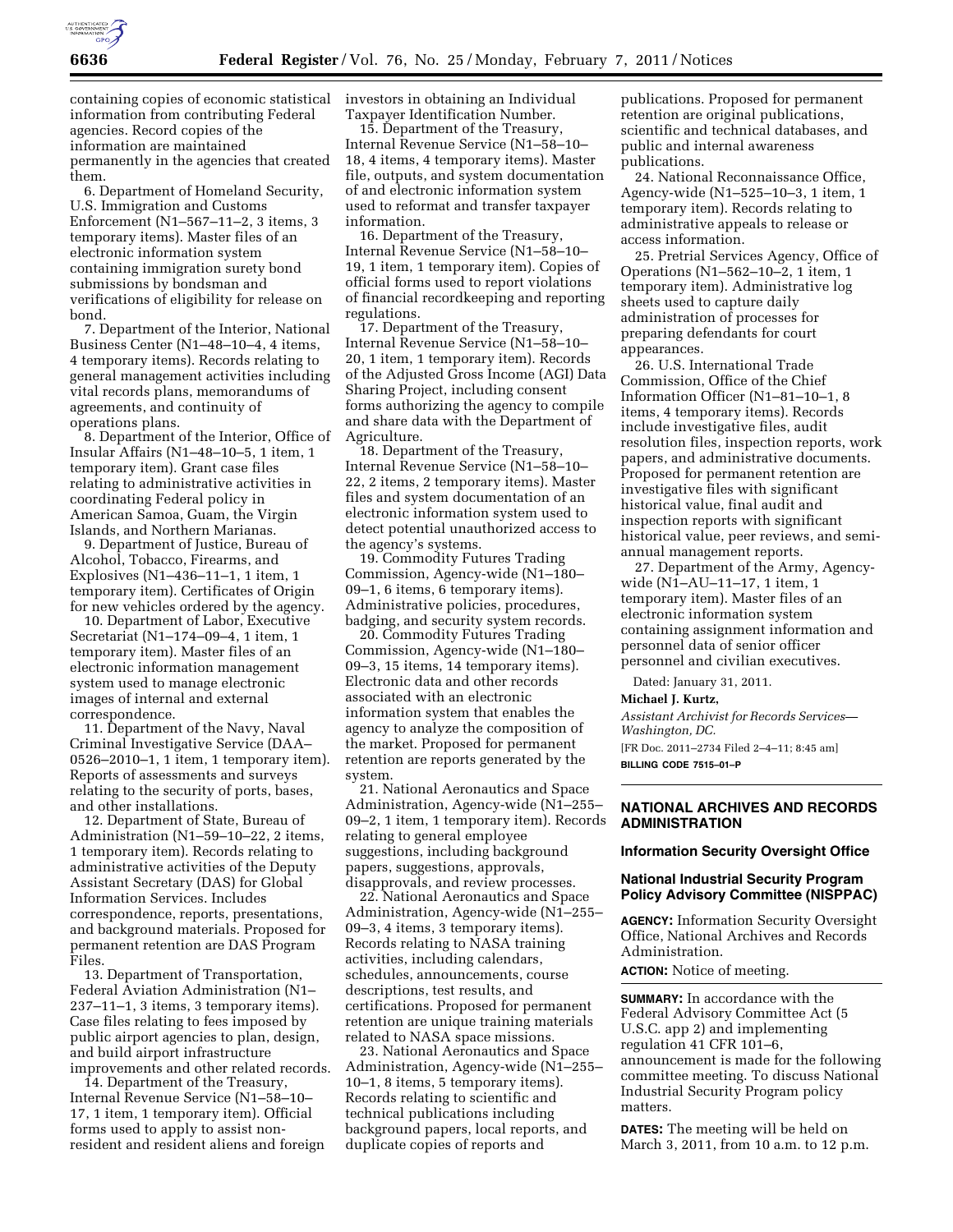containing copies of economic statistical information from contributing Federal agencies. Record copies of the information are maintained permanently in the agencies that created them.

6. Department of Homeland Security, U.S. Immigration and Customs Enforcement (N1–567–11–2, 3 items, 3 temporary items). Master files of an electronic information system containing immigration surety bond submissions by bondsman and verifications of eligibility for release on bond.

7. Department of the Interior, National Business Center (N1–48–10–4, 4 items, 4 temporary items). Records relating to general management activities including vital records plans, memorandums of agreements, and continuity of operations plans.

8. Department of the Interior, Office of Insular Affairs (N1–48–10–5, 1 item, 1 temporary item). Grant case files relating to administrative activities in coordinating Federal policy in American Samoa, Guam, the Virgin Islands, and Northern Marianas.

9. Department of Justice, Bureau of Alcohol, Tobacco, Firearms, and Explosives (N1–436–11–1, 1 item, 1 temporary item). Certificates of Origin for new vehicles ordered by the agency.

10. Department of Labor, Executive Secretariat (N1–174–09–4, 1 item, 1 temporary item). Master files of an electronic information management system used to manage electronic images of internal and external correspondence.

11. Department of the Navy, Naval Criminal Investigative Service (DAA–0526–2010–1, 1 item, 1 temporary item). Reports of assessments and surveys relating to the security of ports, bases, and other installations.

12. Department of State, Bureau of Administration (N1–59–10–22, 2 items, 1 temporary item). Records relating to administrative activities of the Deputy Assistant Secretary (DAS) for Global Information Services. Includes correspondence, reports, presentations, and background materials. Proposed for permanent retention are DAS Program Files.

13. Department of Transportation, Federal Aviation Administration (N1–237–11–1, 3 items, 3 temporary items). Case files relating to fees imposed by public airport agencies to plan, design, and build airport infrastructure improvements and other related records.

14. Department of the Treasury, Internal Revenue Service (N1–58–10–17, 1 item, 1 temporary item). Official forms used to apply to assist non-resident and resident aliens and foreign investors in obtaining an Individual Taxpayer Identification Number.

15. Department of the Treasury, Internal Revenue Service (N1–58–10–18, 4 items, 4 temporary items). Master file, outputs, and system documentation of and electronic information system used to reformat and transfer taxpayer information.

16. Department of the Treasury, Internal Revenue Service (N1–58–10–19, 1 item, 1 temporary item). Copies of official forms used to report violations of financial recordkeeping and reporting regulations.

17. Department of the Treasury, Internal Revenue Service (N1–58–10–20, 1 item, 1 temporary item). Records of the Adjusted Gross Income (AGI) Data Sharing Project, including consent forms authorizing the agency to compile and share data with the Department of Agriculture.

18. Department of the Treasury, Internal Revenue Service (N1–58–10–22, 2 items, 2 temporary items). Master files and system documentation of an electronic information system used to detect potential unauthorized access to the agency's systems.

19. Commodity Futures Trading Commission, Agency-wide (N1–180–09–1, 6 items, 6 temporary items). Administrative policies, procedures, badging, and security system records.

20. Commodity Futures Trading Commission, Agency-wide (N1–180–09–3, 15 items, 14 temporary items). Electronic data and other records associated with an electronic information system that enables the agency to analyze the composition of the market. Proposed for permanent retention are reports generated by the system.

21. National Aeronautics and Space Administration, Agency-wide (N1–255–09–2, 1 item, 1 temporary item). Records relating to general employee suggestions, including background papers, suggestions, approvals, disapprovals, and review processes.

22. National Aeronautics and Space Administration, Agency-wide (N1–255–09–3, 4 items, 3 temporary items). Records relating to NASA training activities, including calendars, schedules, announcements, course descriptions, test results, and certifications. Proposed for permanent retention are unique training materials related to NASA space missions.

23. National Aeronautics and Space Administration, Agency-wide (N1–255–10–1, 8 items, 5 temporary items). Records relating to scientific and technical publications including background papers, local reports, and duplicate copies of reports and publications. Proposed for permanent retention are original publications, scientific and technical databases, and public and internal awareness publications.

24. National Reconnaissance Office, Agency-wide (N1–525–10–3, 1 item, 1 temporary item). Records relating to administrative appeals to release or access information.

25. Pretrial Services Agency, Office of Operations (N1–562–10–2, 1 item, 1 temporary item). Administrative log sheets used to capture daily administration of processes for preparing defendants for court appearances.

26. U.S. International Trade Commission, Office of the Chief Information Officer (N1–81–10–1, 8 items, 4 temporary items). Records include investigative files, audit resolution files, inspection reports, work papers, and administrative documents. Proposed for permanent retention are investigative files with significant historical value, final audit and inspection reports with significant historical value, peer reviews, and semi-annual management reports.

27. Department of the Army, Agency-wide (N1–AU–11–17, 1 item, 1 temporary item). Master files of an electronic information system containing assignment information and personnel data of senior officer personnel and civilian executives.

Dated: January 31, 2011.

**Michael J. Kurtz,**

*Assistant Archivist for Records Services—Washington, DC.*

[FR Doc. 2011–2734 Filed 2–4–11; 8:45 am]

**BILLING CODE 7515–01–P**

## NATIONAL ARCHIVES AND RECORDS ADMINISTRATION

### Information Security Oversight Office

### National Industrial Security Program Policy Advisory Committee (NISPPAC)

**AGENCY:** Information Security Oversight Office, National Archives and Records Administration.

**ACTION:** Notice of meeting.

**SUMMARY:** In accordance with the Federal Advisory Committee Act (5 U.S.C. app 2) and implementing regulation 41 CFR 101–6, announcement is made for the following committee meeting. To discuss National Industrial Security Program policy matters.

**DATES:** The meeting will be held on March 3, 2011, from 10 a.m. to 12 p.m.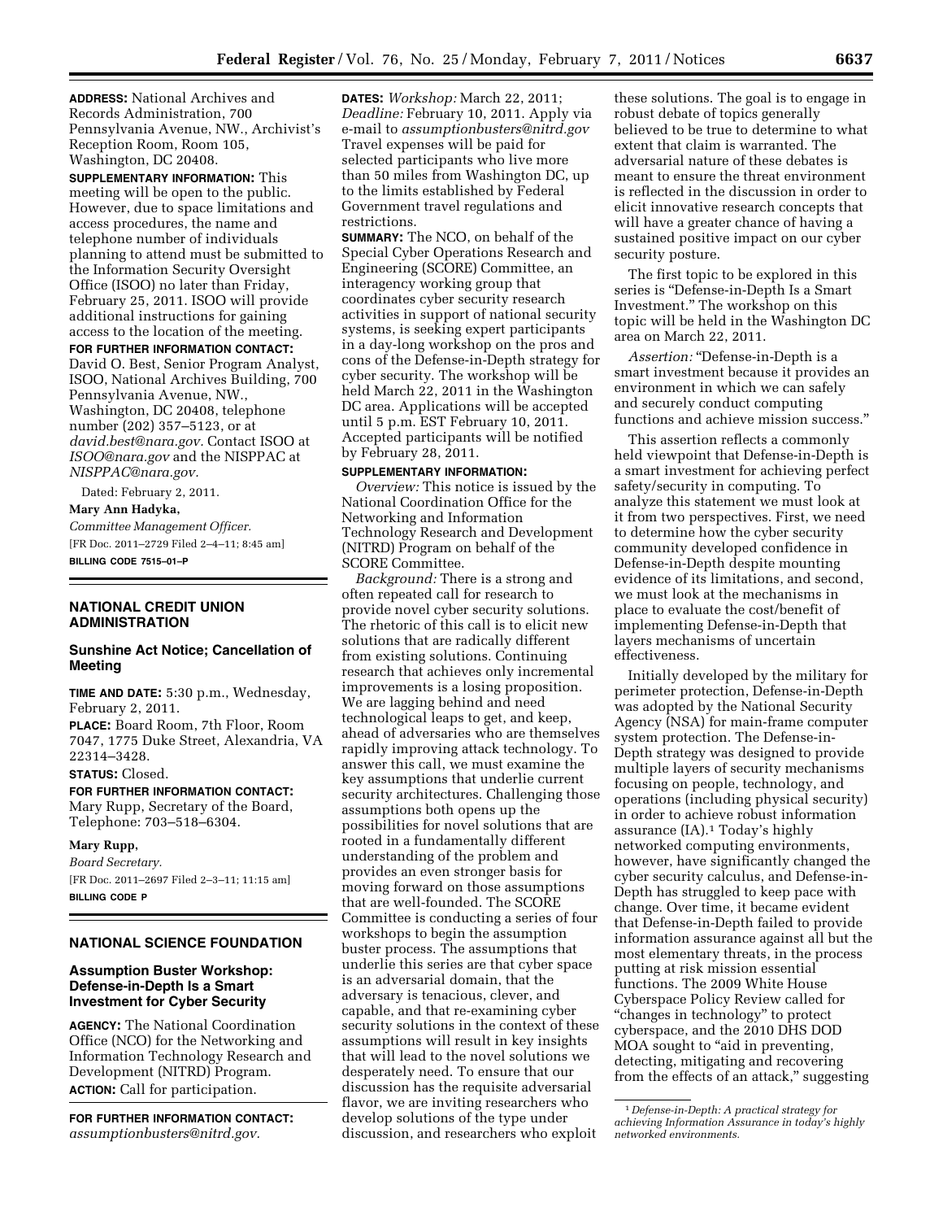**ADDRESS:** National Archives and Records Administration, 700 Pennsylvania Avenue, NW., Archivist's Reception Room, Room 105, Washington, DC 20408.

**SUPPLEMENTARY INFORMATION:** This meeting will be open to the public. However, due to space limitations and access procedures, the name and telephone number of individuals planning to attend must be submitted to the Information Security Oversight Office (ISOO) no later than Friday, February 25, 2011. ISOO will provide additional instructions for gaining access to the location of the meeting.

**FOR FURTHER INFORMATION CONTACT:** David O. Best, Senior Program Analyst, ISOO, National Archives Building, 700 Pennsylvania Avenue, NW., Washington, DC 20408, telephone number (202) 357–5123, or at *david.best@nara.gov.* Contact ISOO at *ISOO@nara.gov* and the NISPPAC at *NISPPAC@nara.gov.*

Dated: February 2, 2011.

**Mary Ann Hadyka,**

*Committee Management Officer.*

[FR Doc. 2011–2729 Filed 2–4–11; 8:45 am]

**BILLING CODE 7515–01–P**

## NATIONAL CREDIT UNION ADMINISTRATION

### Sunshine Act Notice; Cancellation of Meeting

**TIME AND DATE:** 5:30 p.m., Wednesday, February 2, 2011.

**PLACE:** Board Room, 7th Floor, Room 7047, 1775 Duke Street, Alexandria, VA 22314–3428.

**STATUS:** Closed.

**FOR FURTHER INFORMATION CONTACT:** Mary Rupp, Secretary of the Board, Telephone: 703–518–6304.

**Mary Rupp,**

*Board Secretary.*

[FR Doc. 2011–2697 Filed 2–3–11; 11:15 am]

**BILLING CODE P**

## NATIONAL SCIENCE FOUNDATION

### Assumption Buster Workshop: Defense-in-Depth Is a Smart Investment for Cyber Security

**AGENCY:** The National Coordination Office (NCO) for the Networking and Information Technology Research and Development (NITRD) Program.

**ACTION:** Call for participation.

**FOR FURTHER INFORMATION CONTACT:** *assumptionbusters@nitrd.gov.*

**DATES:** *Workshop:* March 22, 2011; *Deadline:* February 10, 2011. Apply via e-mail to *assumptionbusters@nitrd.gov* Travel expenses will be paid for selected participants who live more than 50 miles from Washington DC, up to the limits established by Federal Government travel regulations and restrictions.

**SUMMARY:** The NCO, on behalf of the Special Cyber Operations Research and Engineering (SCORE) Committee, an interagency working group that coordinates cyber security research activities in support of national security systems, is seeking expert participants in a day-long workshop on the pros and cons of the Defense-in-Depth strategy for cyber security. The workshop will be held March 22, 2011 in the Washington DC area. Applications will be accepted until 5 p.m. EST February 10, 2011. Accepted participants will be notified by February 28, 2011.

**SUPPLEMENTARY INFORMATION:**

*Overview:* This notice is issued by the National Coordination Office for the Networking and Information Technology Research and Development (NITRD) Program on behalf of the SCORE Committee.

*Background:* There is a strong and often repeated call for research to provide novel cyber security solutions. The rhetoric of this call is to elicit new solutions that are radically different from existing solutions. Continuing research that achieves only incremental improvements is a losing proposition. We are lagging behind and need technological leaps to get, and keep, ahead of adversaries who are themselves rapidly improving attack technology. To answer this call, we must examine the key assumptions that underlie current security architectures. Challenging those assumptions both opens up the possibilities for novel solutions that are rooted in a fundamentally different understanding of the problem and provides an even stronger basis for moving forward on those assumptions that are well-founded. The SCORE Committee is conducting a series of four workshops to begin the assumption buster process. The assumptions that underlie this series are that cyber space is an adversarial domain, that the adversary is tenacious, clever, and capable, and that re-examining cyber security solutions in the context of these assumptions will result in key insights that will lead to the novel solutions we desperately need. To ensure that our discussion has the requisite adversarial flavor, we are inviting researchers who develop solutions of the type under discussion, and researchers who exploit these solutions. The goal is to engage in robust debate of topics generally believed to be true to determine to what extent that claim is warranted. The adversarial nature of these debates is meant to ensure the threat environment is reflected in the discussion in order to elicit innovative research concepts that will have a greater chance of having a sustained positive impact on our cyber security posture.

The first topic to be explored in this series is "Defense-in-Depth Is a Smart Investment." The workshop on this topic will be held in the Washington DC area on March 22, 2011.

*Assertion:* "Defense-in-Depth is a smart investment because it provides an environment in which we can safely and securely conduct computing functions and achieve mission success."

This assertion reflects a commonly held viewpoint that Defense-in-Depth is a smart investment for achieving perfect safety/security in computing. To analyze this statement we must look at it from two perspectives. First, we need to determine how the cyber security community developed confidence in Defense-in-Depth despite mounting evidence of its limitations, and second, we must look at the mechanisms in place to evaluate the cost/benefit of implementing Defense-in-Depth that layers mechanisms of uncertain effectiveness.

Initially developed by the military for perimeter protection, Defense-in-Depth was adopted by the National Security Agency (NSA) for main-frame computer system protection. The Defense-in-Depth strategy was designed to provide multiple layers of security mechanisms focusing on people, technology, and operations (including physical security) in order to achieve robust information assurance (IA).[1] Today's highly networked computing environments, however, have significantly changed the cyber security calculus, and Defense-in-Depth has struggled to keep pace with change. Over time, it became evident that Defense-in-Depth failed to provide information assurance against all but the most elementary threats, in the process putting at risk mission essential functions. The 2009 White House Cyberspace Policy Review called for "changes in technology" to protect cyberspace, and the 2010 DHS DOD MOA sought to "aid in preventing, detecting, mitigating and recovering from the effects of an attack," suggesting

[1] *Defense-in-Depth: A practical strategy for achieving Information Assurance in today's highly networked environments.*